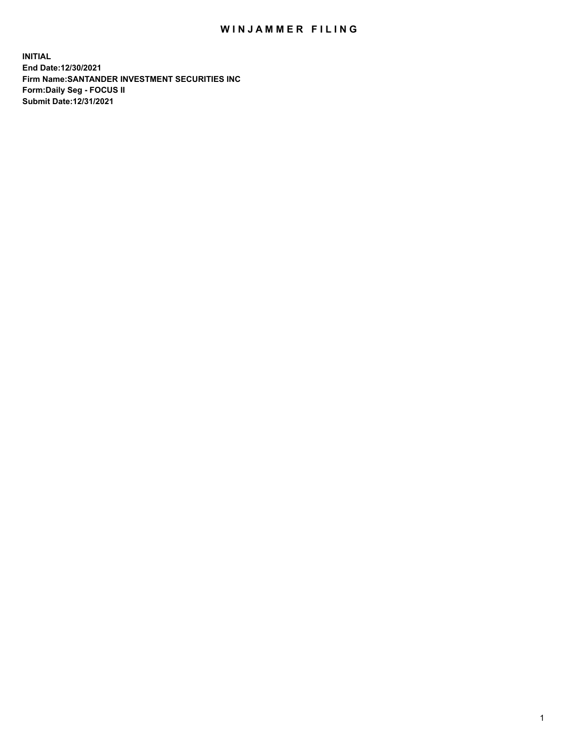# WINJAMMER FILING

**INITIAL**
**End Date:12/30/2021**
**Firm Name:SANTANDER INVESTMENT SECURITIES INC**
**Form:Daily Seg - FOCUS II**
**Submit Date:12/31/2021**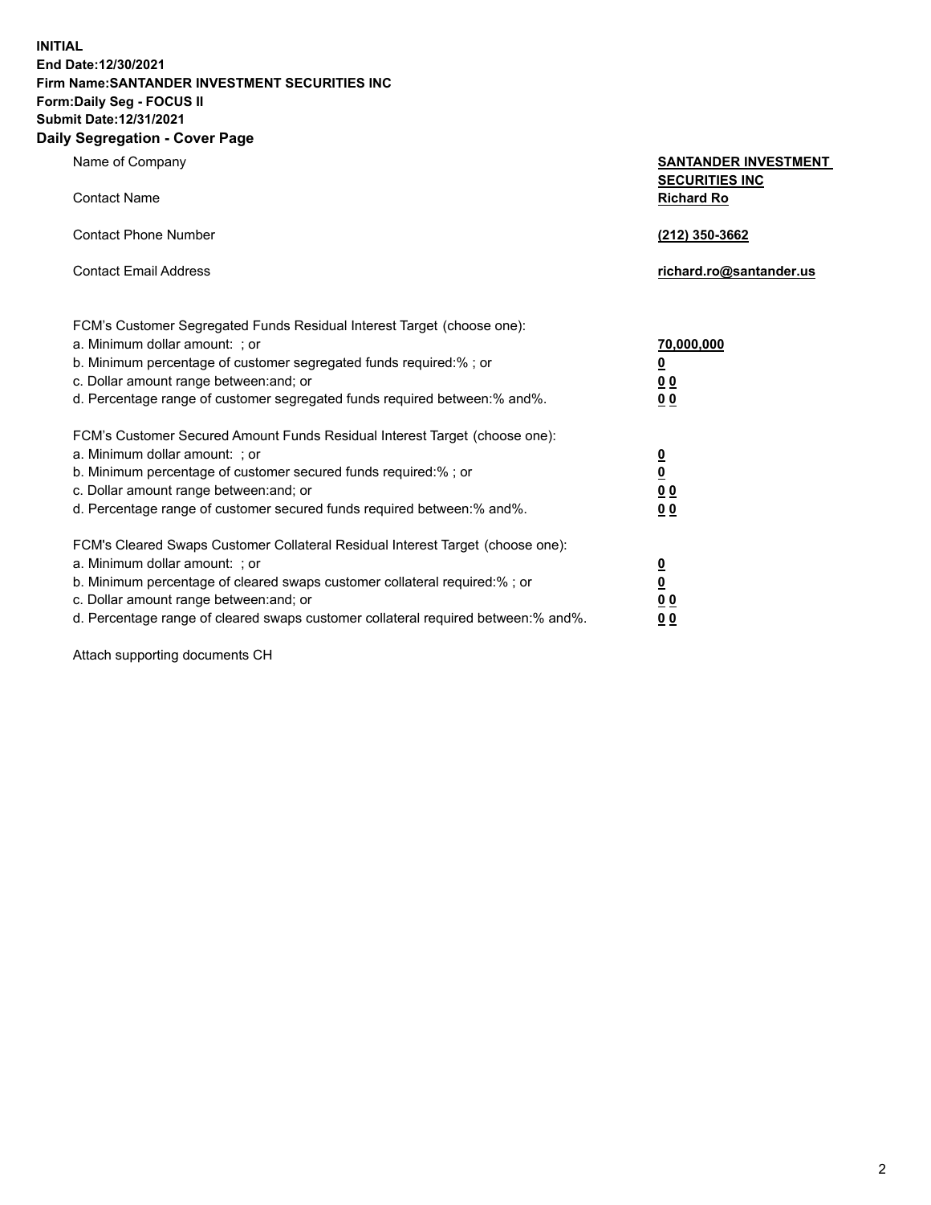**INITIAL**
**End Date:12/30/2021**
**Firm Name:SANTANDER INVESTMENT SECURITIES INC**
**Form:Daily Seg - FOCUS II**
**Submit Date:12/31/2021**

## Daily Segregation - Cover Page

| | |
|---|---|
| Name of Company | **SANTANDER INVESTMENT SECURITIES INC** |
| Contact Name | **Richard Ro** |
| Contact Phone Number | **(212) 350-3662** |
| Contact Email Address | **richard.ro@santander.us** |

| | |
|---|---|
| FCM's Customer Segregated Funds Residual Interest Target (choose one): | |
| a. Minimum dollar amount: ; or | **70,000,000** |
| b. Minimum percentage of customer segregated funds required:% ; or | **0** |
| c. Dollar amount range between:and; or | **0 0** |
| d. Percentage range of customer segregated funds required between:% and%. | **0 0** |
| FCM's Customer Secured Amount Funds Residual Interest Target (choose one): | |
| a. Minimum dollar amount: ; or | **0** |
| b. Minimum percentage of customer secured funds required:% ; or | **0** |
| c. Dollar amount range between:and; or | **0 0** |
| d. Percentage range of customer secured funds required between:% and%. | **0 0** |
| FCM's Cleared Swaps Customer Collateral Residual Interest Target (choose one): | |
| a. Minimum dollar amount: ; or | **0** |
| b. Minimum percentage of cleared swaps customer collateral required:% ; or | **0** |
| c. Dollar amount range between:and; or | **0 0** |
| d. Percentage range of cleared swaps customer collateral required between:% and%. | **0 0** |

Attach supporting documents CH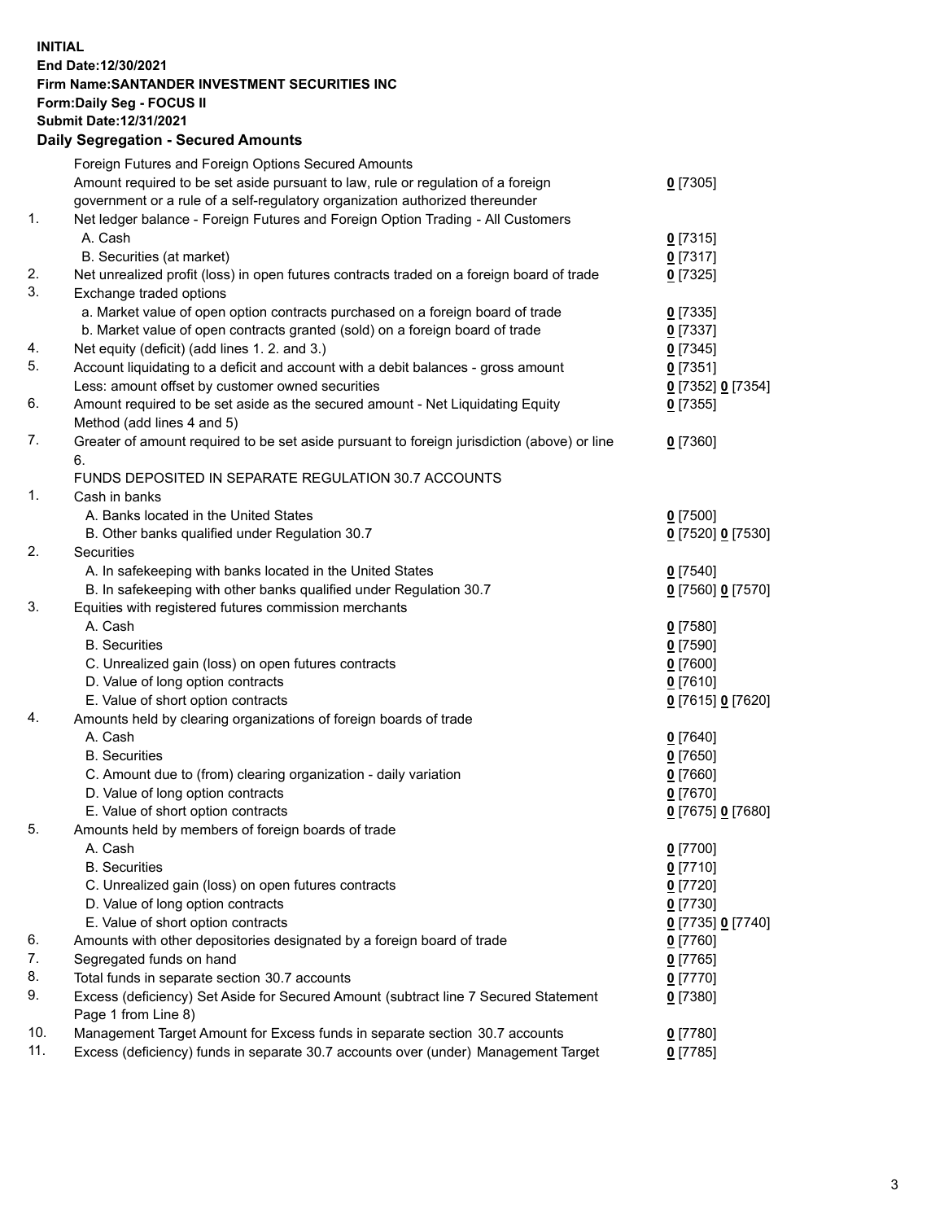**INITIAL**
**End Date:12/30/2021**
**Firm Name:SANTANDER INVESTMENT SECURITIES INC**
**Form:Daily Seg - FOCUS II**
**Submit Date:12/31/2021**

## Daily Segregation - Secured Amounts

| | | |
|---|---|---|
| | Foreign Futures and Foreign Options Secured Amounts | |
| | Amount required to be set aside pursuant to law, rule or regulation of a foreign government or a rule of a self-regulatory organization authorized thereunder | 0 [7305] |
| 1. | Net ledger balance - Foreign Futures and Foreign Option Trading - All Customers | |
| | A. Cash | 0 [7315] |
| | B. Securities (at market) | 0 [7317] |
| 2. | Net unrealized profit (loss) in open futures contracts traded on a foreign board of trade | 0 [7325] |
| 3. | Exchange traded options | |
| | a. Market value of open option contracts purchased on a foreign board of trade | 0 [7335] |
| | b. Market value of open contracts granted (sold) on a foreign board of trade | 0 [7337] |
| 4. | Net equity (deficit) (add lines 1. 2. and 3.) | 0 [7345] |
| 5. | Account liquidating to a deficit and account with a debit balances - gross amount | 0 [7351] |
| | Less: amount offset by customer owned securities | 0 [7352] 0 [7354] |
| 6. | Amount required to be set aside as the secured amount - Net Liquidating Equity Method (add lines 4 and 5) | 0 [7355] |
| 7. | Greater of amount required to be set aside pursuant to foreign jurisdiction (above) or line 6. | 0 [7360] |
| | FUNDS DEPOSITED IN SEPARATE REGULATION 30.7 ACCOUNTS | |
| 1. | Cash in banks | |
| | A. Banks located in the United States | 0 [7500] |
| | B. Other banks qualified under Regulation 30.7 | 0 [7520] 0 [7530] |
| 2. | Securities | |
| | A. In safekeeping with banks located in the United States | 0 [7540] |
| | B. In safekeeping with other banks qualified under Regulation 30.7 | 0 [7560] 0 [7570] |
| 3. | Equities with registered futures commission merchants | |
| | A. Cash | 0 [7580] |
| | B. Securities | 0 [7590] |
| | C. Unrealized gain (loss) on open futures contracts | 0 [7600] |
| | D. Value of long option contracts | 0 [7610] |
| | E. Value of short option contracts | 0 [7615] 0 [7620] |
| 4. | Amounts held by clearing organizations of foreign boards of trade | |
| | A. Cash | 0 [7640] |
| | B. Securities | 0 [7650] |
| | C. Amount due to (from) clearing organization - daily variation | 0 [7660] |
| | D. Value of long option contracts | 0 [7670] |
| | E. Value of short option contracts | 0 [7675] 0 [7680] |
| 5. | Amounts held by members of foreign boards of trade | |
| | A. Cash | 0 [7700] |
| | B. Securities | 0 [7710] |
| | C. Unrealized gain (loss) on open futures contracts | 0 [7720] |
| | D. Value of long option contracts | 0 [7730] |
| | E. Value of short option contracts | 0 [7735] 0 [7740] |
| 6. | Amounts with other depositories designated by a foreign board of trade | 0 [7760] |
| 7. | Segregated funds on hand | 0 [7765] |
| 8. | Total funds in separate section 30.7 accounts | 0 [7770] |
| 9. | Excess (deficiency) Set Aside for Secured Amount (subtract line 7 Secured Statement Page 1 from Line 8) | 0 [7380] |
| 10. | Management Target Amount for Excess funds in separate section 30.7 accounts | 0 [7780] |
| 11. | Excess (deficiency) funds in separate 30.7 accounts over (under) Management Target | 0 [7785] |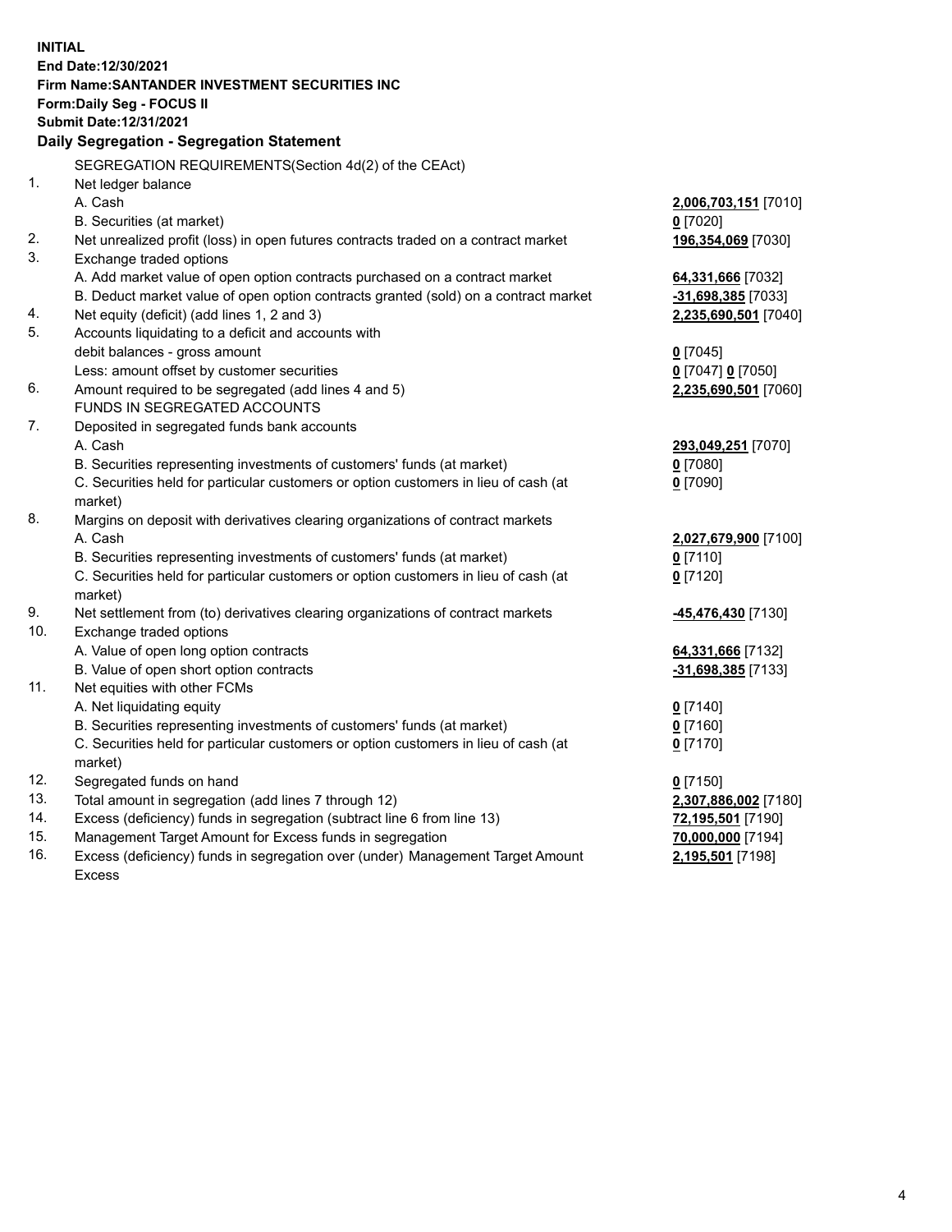**INITIAL**
**End Date:12/30/2021**
**Firm Name:SANTANDER INVESTMENT SECURITIES INC**
**Form:Daily Seg - FOCUS II**
**Submit Date:12/31/2021**

## Daily Segregation - Segregation Statement

SEGREGATION REQUIREMENTS(Section 4d(2) of the CEAct)

| | | |
|---|---|---|
| 1. | Net ledger balance | |
| | A. Cash | **2,006,703,151** [7010] |
| | B. Securities (at market) | **0** [7020] |
| 2. | Net unrealized profit (loss) in open futures contracts traded on a contract market | **196,354,069** [7030] |
| 3. | Exchange traded options | |
| | A. Add market value of open option contracts purchased on a contract market | **64,331,666** [7032] |
| | B. Deduct market value of open option contracts granted (sold) on a contract market | **-31,698,385** [7033] |
| 4. | Net equity (deficit) (add lines 1, 2 and 3) | **2,235,690,501** [7040] |
| 5. | Accounts liquidating to a deficit and accounts with debit balances - gross amount | **0** [7045] |
| | Less: amount offset by customer securities | **0** [7047] **0** [7050] |
| 6. | Amount required to be segregated (add lines 4 and 5) | **2,235,690,501** [7060] |
| | FUNDS IN SEGREGATED ACCOUNTS | |
| 7. | Deposited in segregated funds bank accounts | |
| | A. Cash | **293,049,251** [7070] |
| | B. Securities representing investments of customers' funds (at market) | **0** [7080] |
| | C. Securities held for particular customers or option customers in lieu of cash (at market) | **0** [7090] |
| 8. | Margins on deposit with derivatives clearing organizations of contract markets | |
| | A. Cash | **2,027,679,900** [7100] |
| | B. Securities representing investments of customers' funds (at market) | **0** [7110] |
| | C. Securities held for particular customers or option customers in lieu of cash (at market) | **0** [7120] |
| 9. | Net settlement from (to) derivatives clearing organizations of contract markets | **-45,476,430** [7130] |
| 10. | Exchange traded options | |
| | A. Value of open long option contracts | **64,331,666** [7132] |
| | B. Value of open short option contracts | **-31,698,385** [7133] |
| 11. | Net equities with other FCMs | |
| | A. Net liquidating equity | **0** [7140] |
| | B. Securities representing investments of customers' funds (at market) | **0** [7160] |
| | C. Securities held for particular customers or option customers in lieu of cash (at market) | **0** [7170] |
| 12. | Segregated funds on hand | **0** [7150] |
| 13. | Total amount in segregation (add lines 7 through 12) | **2,307,886,002** [7180] |
| 14. | Excess (deficiency) funds in segregation (subtract line 6 from line 13) | **72,195,501** [7190] |
| 15. | Management Target Amount for Excess funds in segregation | **70,000,000** [7194] |
| 16. | Excess (deficiency) funds in segregation over (under) Management Target Amount Excess | **2,195,501** [7198] |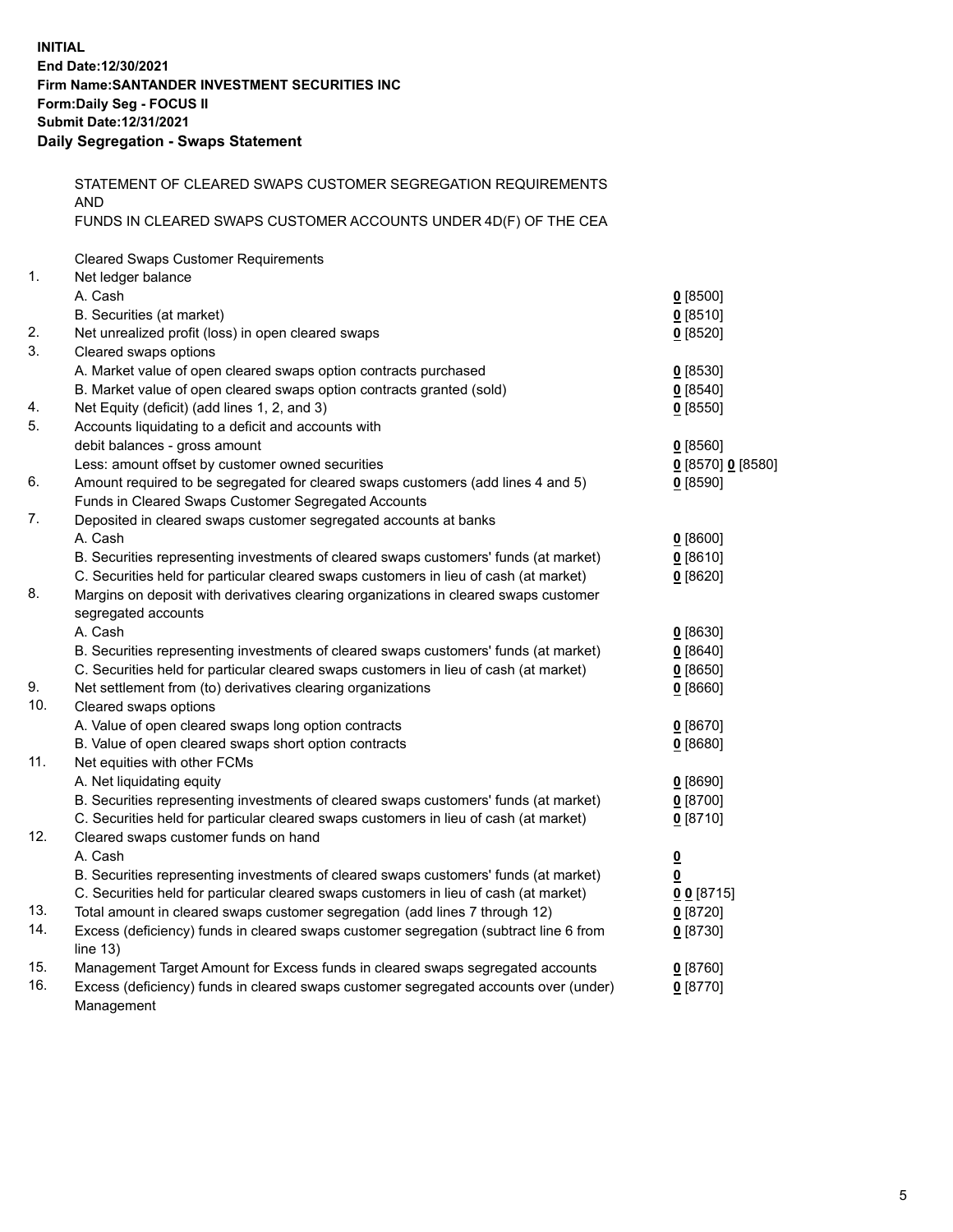**INITIAL**
**End Date:12/30/2021**
**Firm Name:SANTANDER INVESTMENT SECURITIES INC**
**Form:Daily Seg - FOCUS II**
**Submit Date:12/31/2021**
**Daily Segregation - Swaps Statement**

STATEMENT OF CLEARED SWAPS CUSTOMER SEGREGATION REQUIREMENTS AND FUNDS IN CLEARED SWAPS CUSTOMER ACCOUNTS UNDER 4D(F) OF THE CEA

| | | |
|---|---|---|
| | Cleared Swaps Customer Requirements | |
| 1. | Net ledger balance | |
| | A. Cash | 0 [8500] |
| | B. Securities (at market) | 0 [8510] |
| 2. | Net unrealized profit (loss) in open cleared swaps | 0 [8520] |
| 3. | Cleared swaps options | |
| | A. Market value of open cleared swaps option contracts purchased | 0 [8530] |
| | B. Market value of open cleared swaps option contracts granted (sold) | 0 [8540] |
| 4. | Net Equity (deficit) (add lines 1, 2, and 3) | 0 [8550] |
| 5. | Accounts liquidating to a deficit and accounts with debit balances - gross amount | 0 [8560] |
| | Less: amount offset by customer owned securities | 0 [8570] 0 [8580] |
| 6. | Amount required to be segregated for cleared swaps customers (add lines 4 and 5) | 0 [8590] |
| | Funds in Cleared Swaps Customer Segregated Accounts | |
| 7. | Deposited in cleared swaps customer segregated accounts at banks | |
| | A. Cash | 0 [8600] |
| | B. Securities representing investments of cleared swaps customers' funds (at market) | 0 [8610] |
| | C. Securities held for particular cleared swaps customers in lieu of cash (at market) | 0 [8620] |
| 8. | Margins on deposit with derivatives clearing organizations in cleared swaps customer segregated accounts | |
| | A. Cash | 0 [8630] |
| | B. Securities representing investments of cleared swaps customers' funds (at market) | 0 [8640] |
| | C. Securities held for particular cleared swaps customers in lieu of cash (at market) | 0 [8650] |
| 9. | Net settlement from (to) derivatives clearing organizations | 0 [8660] |
| 10. | Cleared swaps options | |
| | A. Value of open cleared swaps long option contracts | 0 [8670] |
| | B. Value of open cleared swaps short option contracts | 0 [8680] |
| 11. | Net equities with other FCMs | |
| | A. Net liquidating equity | 0 [8690] |
| | B. Securities representing investments of cleared swaps customers' funds (at market) | 0 [8700] |
| | C. Securities held for particular cleared swaps customers in lieu of cash (at market) | 0 [8710] |
| 12. | Cleared swaps customer funds on hand | |
| | A. Cash | 0 |
| | B. Securities representing investments of cleared swaps customers' funds (at market) | 0 |
| | C. Securities held for particular cleared swaps customers in lieu of cash (at market) | 0 0 [8715] |
| 13. | Total amount in cleared swaps customer segregation (add lines 7 through 12) | 0 [8720] |
| 14. | Excess (deficiency) funds in cleared swaps customer segregation (subtract line 6 from line 13) | 0 [8730] |
| 15. | Management Target Amount for Excess funds in cleared swaps segregated accounts | 0 [8760] |
| 16. | Excess (deficiency) funds in cleared swaps customer segregated accounts over (under) Management | 0 [8770] |